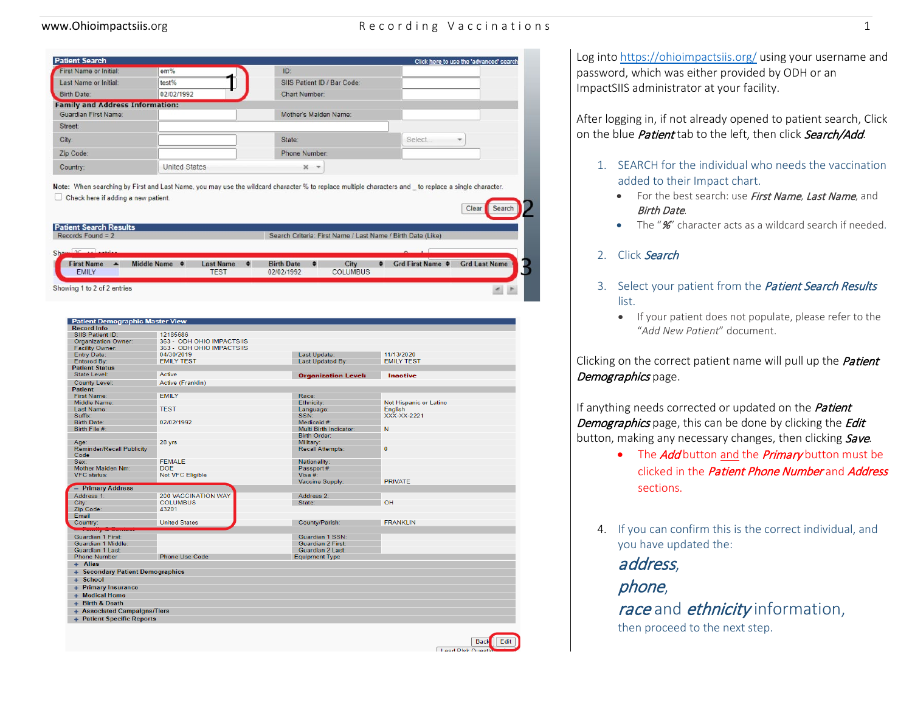Log into https://ohioimpactsiis.org/ using your username and password, which was either provided by ODH or an ImpactSIIS administrator at your facility.

After logging in, if not already opened to patient search, Click on the blue ***Patient*** tab to the left, then click ***Search/Add***.

1. SEARCH for the individual who needs the vaccination added to their Impact chart.
   - For the best search: use *First Name*, *Last Name*, and *Birth Date*.
   - The "***%***" character acts as a wildcard search if needed.

2. Click *Search*

3. Select your patient from the ***Patient Search Results*** list.
   - If your patient does not populate, please refer to the "*Add New Patient*" document.

Clicking on the correct patient name will pull up the ***Patient Demographics*** page.

If anything needs corrected or updated on the ***Patient Demographics*** page, this can be done by clicking the ***Edit*** button, making any necessary changes, then clicking ***Save***.

- The ***Add*** button and the ***Primary*** button must be clicked in the ***Patient Phone Number*** and ***Address*** sections.

4. If you can confirm this is the correct individual, and you have updated the:

   ***address***,
   ***phone***,
   ***race*** and ***ethnicity*** information,
   then proceed to the next step.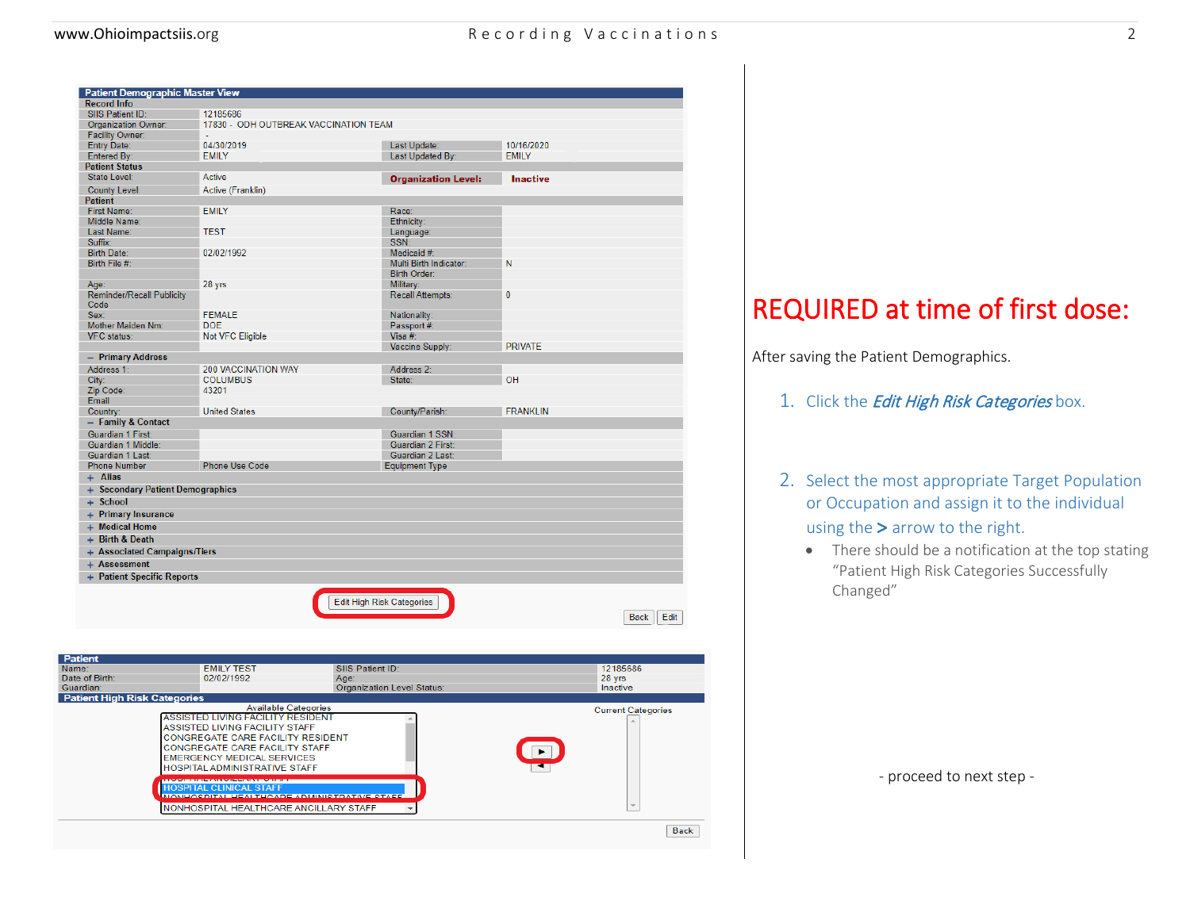| Patient Demographic Master View | | | |
|---|---|---|---|
| **Record Info** | | | |
| SIIS Patient ID: | 12185686 | | |
| Organization Owner: | 17830 - ODH OUTBREAK VACCINATION TEAM | | |
| Facility Owner: | - | | |
| Entry Date: | 04/30/2019 | Last Update: | 10/16/2020 |
| Entered By: | EMILY | Last Updated By: | EMILY |
| **Patient Status** | | | |
| State Level: | Active | **Organization Level:** | **Inactive** |
| County Level: | Active (Franklin) | | |
| **Patient** | | | |
| First Name: | EMILY | Race: | |
| Middle Name: | | Ethnicity: | |
| Last Name: | TEST | Language: | |
| Suffix: | | SSN: | |
| Birth Date: | 02/02/1992 | Medicaid #: | |
| Birth File #: | | Multi Birth Indicator: | N |
| | | Birth Order: | |
| Age: | 28 yrs | Military: | |
| Reminder/Recall Publicity Code: | | Recall Attempts: | 0 |
| Sex: | FEMALE | Nationality: | |
| Mother Maiden Nm: | DOE | Passport #: | |
| VFC status: | Not VFC Eligible | Visa #: | |
| | | Vaccine Supply: | PRIVATE |
| **– Primary Address** | | | |
| Address 1: | 200 VACCINATION WAY | Address 2: | |
| City: | COLUMBUS | State: | OH |
| Zip Code: | 43201 | | |
| Email: | | | |
| Country: | United States | County/Parish: | FRANKLIN |
| **– Family & Contact** | | | |
| Guardian 1 First: | | Guardian 1 SSN: | |
| Guardian 1 Middle: | | Guardian 2 First: | |
| Guardian 1 Last: | | Guardian 2 Last: | |
| Phone Number | Phone Use Code | Equipment Type | |
| **+ Alias** | | | |
| **+ Secondary Patient Demographics** | | | |
| **+ School** | | | |
| **+ Primary Insurance** | | | |
| **+ Medical Home** | | | |
| **+ Birth & Death** | | | |
| **+ Associated Campaigns/Tiers** | | | |
| **+ Assessment** | | | |
| **+ Patient Specific Reports** | | | |

[Edit High Risk Categories] [Back] [Edit]

| Patient | | | |
|---|---|---|---|
| Name: | EMILY TEST | SIIS Patient ID: | 12185686 |
| Date of Birth: | 02/02/1992 | Age: | 28 yrs |
| Guardian: | | Organization Level Status: | Inactive |

**Patient High Risk Categories**

Available Categories:
- ASSISTED LIVING FACILITY RESIDENT
- ASSISTED LIVING FACILITY STAFF
- CONGREGATE CARE FACILITY RESIDENT
- CONGREGATE CARE FACILITY STAFF
- EMERGENCY MEDICAL SERVICES
- HOSPITAL ADMINISTRATIVE STAFF
- HOSPITAL ANCILLARY STAFF
- HOSPITAL CLINICAL STAFF
- NONHOSPITAL HEALTHCARE ADMINISTRATIVE STAFF
- NONHOSPITAL HEALTHCARE ANCILLARY STAFF

Current Categories

[▶] [◀] [Back]

# REQUIRED at time of first dose:

After saving the Patient Demographics.

1. Click the ***Edit High Risk Categories*** box.
2. Select the most appropriate Target Population or Occupation and assign it to the individual using the **>** arrow to the right.
   - There should be a notification at the top stating "Patient High Risk Categories Successfully Changed"

- proceed to next step -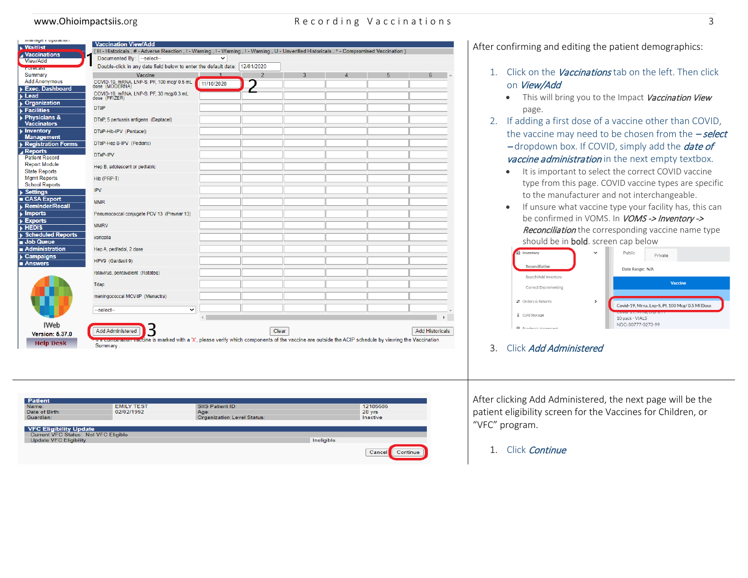After confirming and editing the patient demographics:

1. Click on the ***Vaccinations*** tab on the left. Then click on ***View/Add***
   - This will bring you to the Impact ***Vaccination View*** page.
2. If adding a first dose of a vaccine other than COVID, the vaccine may need to be chosen from the ***– select –*** dropdown box. If COVID, simply add the ***date of vaccine administration*** in the next empty textbox.
   - It is important to select the correct COVID vaccine type from this page. COVID vaccine types are specific to the manufacturer and not interchangeable.
   - If unsure what vaccine type your facility has, this can be confirmed in VOMS. In ***VOMS -> Inventory -> Reconciliation*** the corresponding vaccine name type should be in **bold**. screen cap below
3. Click ***Add Administered***

After clicking Add Administered, the next page will be the patient eligibility screen for the Vaccines for Children, or "VFC" program.

1. Click ***Continue***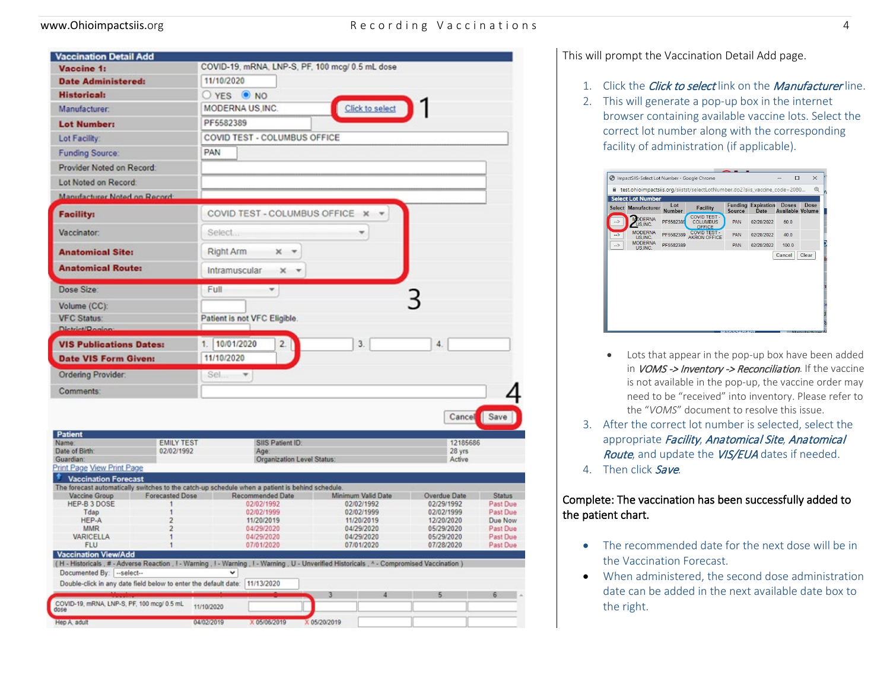This will prompt the Vaccination Detail Add page.

1. Click the ***Click to select*** link on the ***Manufacturer*** line.
2. This will generate a pop-up box in the internet browser containing available vaccine lots. Select the correct lot number along with the corresponding facility of administration (if applicable).

   - Lots that appear in the pop-up box have been added in *VOMS -> Inventory -> Reconciliation*. If the vaccine is not available in the pop-up, the vaccine order may need to be “received” into inventory. Please refer to the “*VOMS*” document to resolve this issue.

3. After the correct lot number is selected, select the appropriate ***Facility***, ***Anatomical Site***, ***Anatomical Route***, and update the ***VIS/EUA*** dates if needed.
4. Then click ***Save***.

**Complete: The vaccination has been successfully added to the patient chart.**

- The recommended date for the next dose will be in the Vaccination Forecast.
- When administered, the second dose administration date can be added in the next available date box to the right.